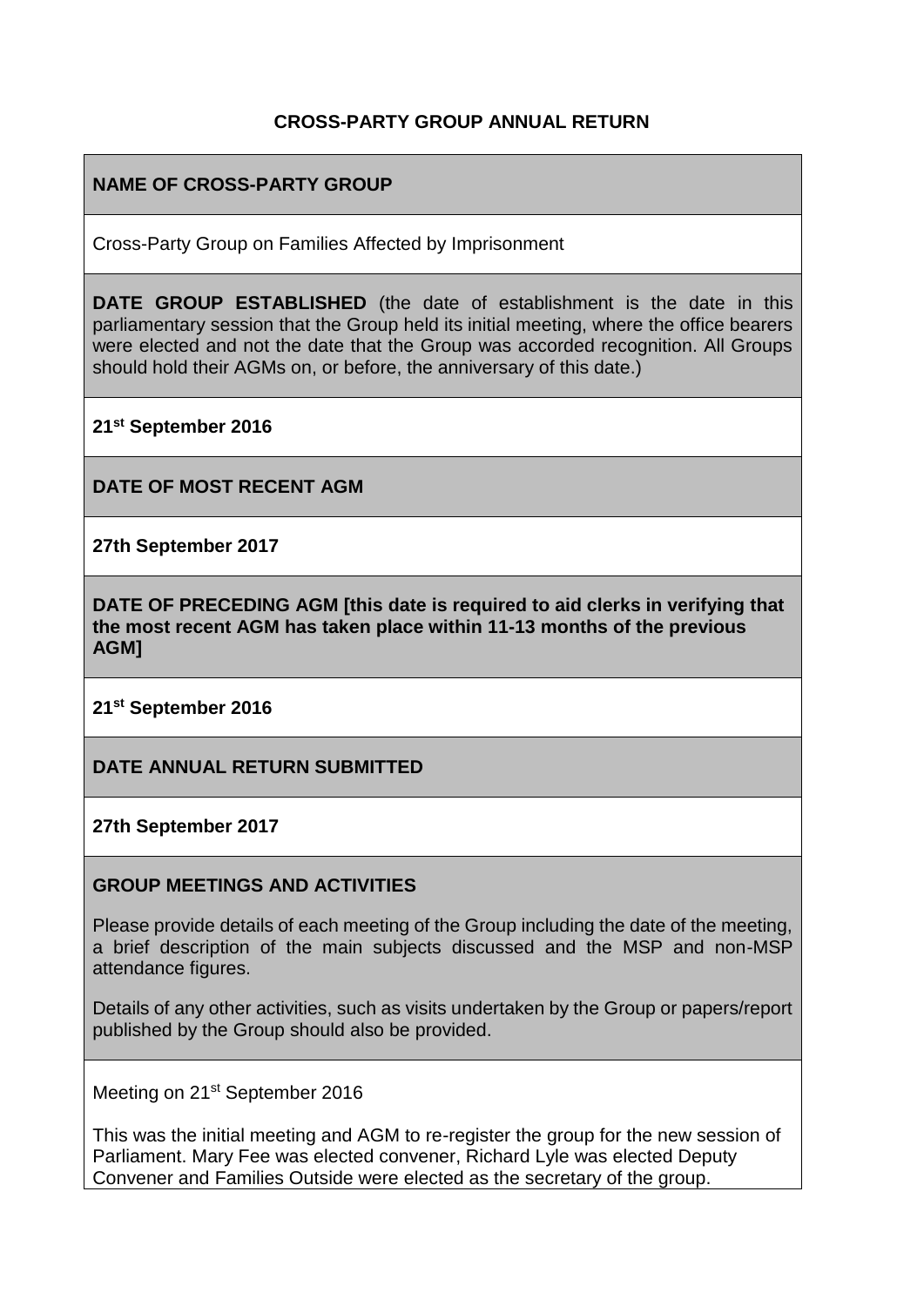# CROSS-PARTY GROUP ANNUAL RETURN

## NAME OF CROSS-PARTY GROUP

Cross-Party Group on Families Affected by Imprisonment

**DATE GROUP ESTABLISHED** (the date of establishment is the date in this parliamentary session that the Group held its initial meeting, where the office bearers were elected and not the date that the Group was accorded recognition. All Groups should hold their AGMs on, or before, the anniversary of this date.)

**21st September 2016**

## DATE OF MOST RECENT AGM

**27th September 2017**

## DATE OF PRECEDING AGM [this date is required to aid clerks in verifying that the most recent AGM has taken place within 11-13 months of the previous AGM]

**21st September 2016**

## DATE ANNUAL RETURN SUBMITTED

**27th September 2017**

## GROUP MEETINGS AND ACTIVITIES

Please provide details of each meeting of the Group including the date of the meeting, a brief description of the main subjects discussed and the MSP and non-MSP attendance figures.

Details of any other activities, such as visits undertaken by the Group or papers/report published by the Group should also be provided.

Meeting on 21st September 2016

This was the initial meeting and AGM to re-register the group for the new session of Parliament. Mary Fee was elected convener, Richard Lyle was elected Deputy Convener and Families Outside were elected as the secretary of the group.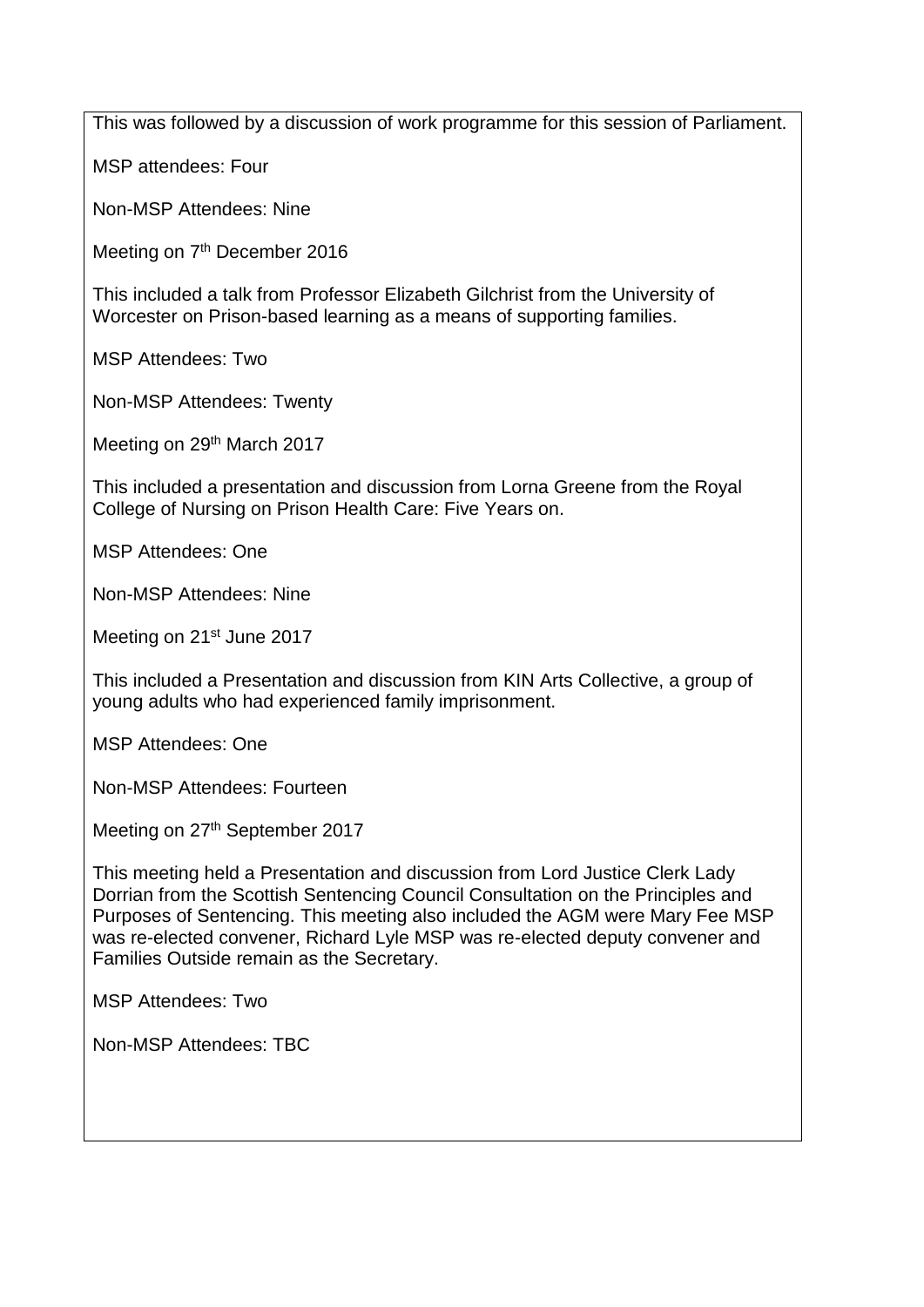This was followed by a discussion of work programme for this session of Parliament.

MSP attendees: Four

Non-MSP Attendees: Nine

Meeting on 7th December 2016

This included a talk from Professor Elizabeth Gilchrist from the University of Worcester on Prison-based learning as a means of supporting families.

MSP Attendees: Two

Non-MSP Attendees: Twenty

Meeting on 29th March 2017

This included a presentation and discussion from Lorna Greene from the Royal College of Nursing on Prison Health Care: Five Years on.

MSP Attendees: One

Non-MSP Attendees: Nine

Meeting on 21st June 2017

This included a Presentation and discussion from KIN Arts Collective, a group of young adults who had experienced family imprisonment.

MSP Attendees: One

Non-MSP Attendees: Fourteen

Meeting on 27th September 2017

This meeting held a Presentation and discussion from Lord Justice Clerk Lady Dorrian from the Scottish Sentencing Council Consultation on the Principles and Purposes of Sentencing. This meeting also included the AGM were Mary Fee MSP was re-elected convener, Richard Lyle MSP was re-elected deputy convener and Families Outside remain as the Secretary.

MSP Attendees: Two

Non-MSP Attendees: TBC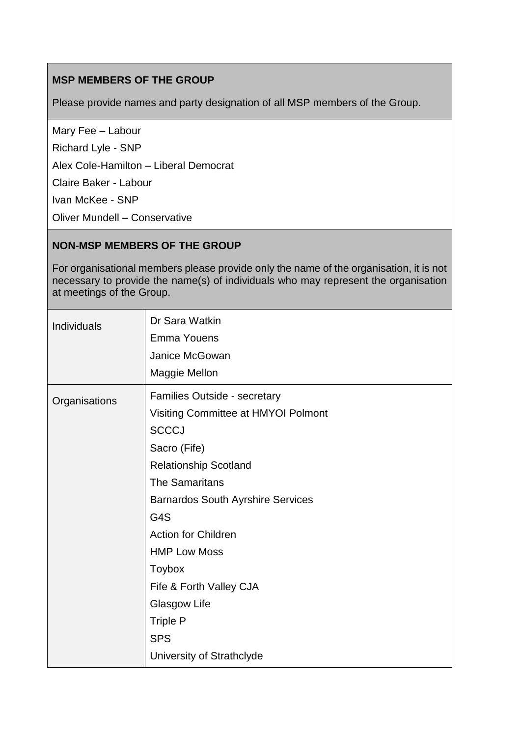**MSP MEMBERS OF THE GROUP**

Please provide names and party designation of all MSP members of the Group.

Mary Fee – Labour

Richard Lyle - SNP

Alex Cole-Hamilton – Liberal Democrat

Claire Baker - Labour

Ivan McKee - SNP

Oliver Mundell – Conservative

**NON-MSP MEMBERS OF THE GROUP**

For organisational members please provide only the name of the organisation, it is not necessary to provide the name(s) of individuals who may represent the organisation at meetings of the Group.

| | |
|---|---|
| Individuals | Dr Sara Watkin<br>Emma Youens<br>Janice McGowan<br>Maggie Mellon |
| Organisations | Families Outside - secretary<br>Visiting Committee at HMYOI Polmont<br>SCCCJ<br>Sacro (Fife)<br>Relationship Scotland<br>The Samaritans<br>Barnardos South Ayrshire Services<br>G4S<br>Action for Children<br>HMP Low Moss<br>Toybox<br>Fife & Forth Valley CJA<br>Glasgow Life<br>Triple P<br>SPS<br>University of Strathclyde |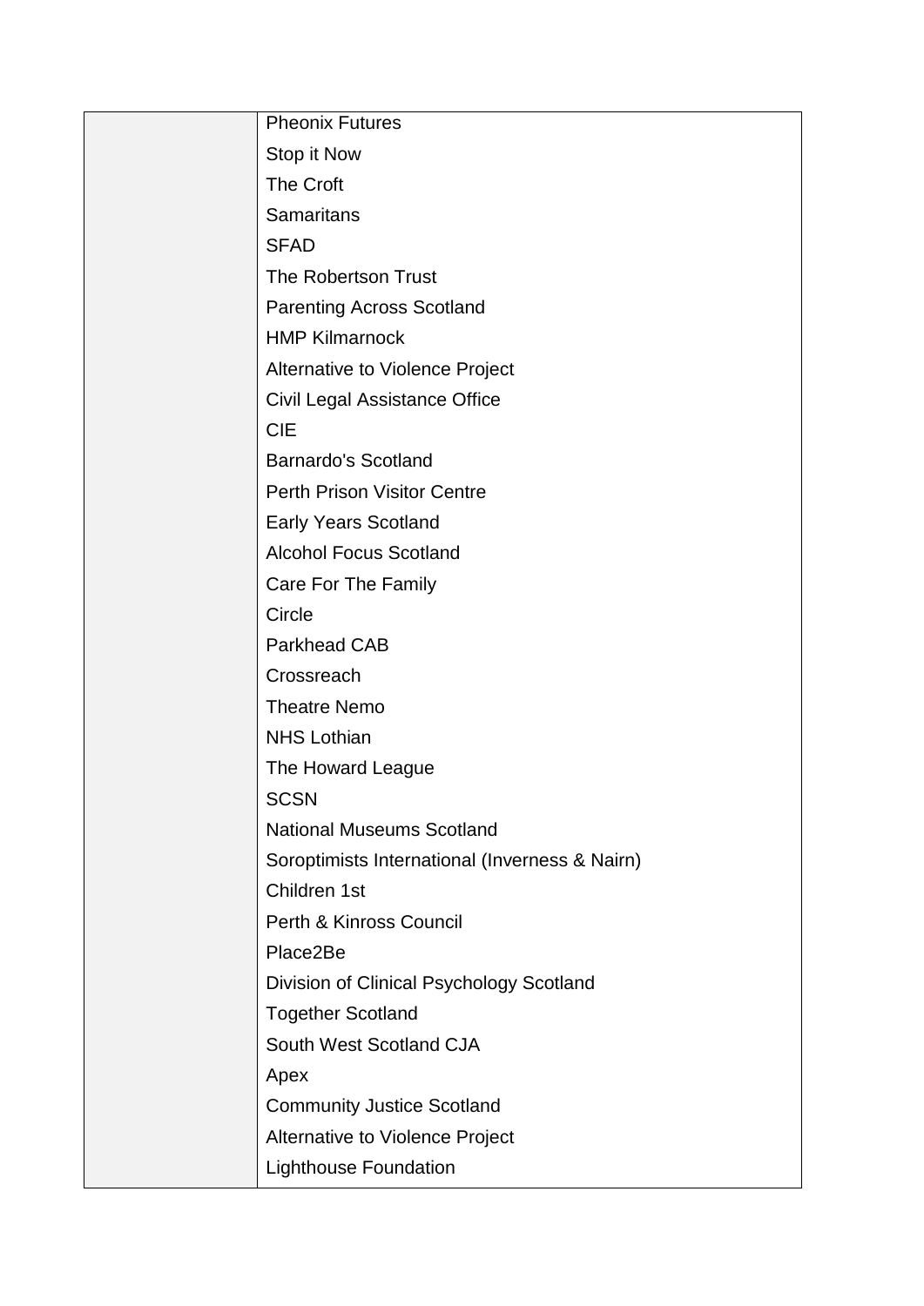| | |
|---|---|
| | Pheonix Futures<br>Stop it Now<br>The Croft<br>Samaritans<br>SFAD<br>The Robertson Trust<br>Parenting Across Scotland<br>HMP Kilmarnock<br>Alternative to Violence Project<br>Civil Legal Assistance Office<br>CIE<br>Barnardo's Scotland<br>Perth Prison Visitor Centre<br>Early Years Scotland<br>Alcohol Focus Scotland<br>Care For The Family<br>Circle<br>Parkhead CAB<br>Crossreach<br>Theatre Nemo<br>NHS Lothian<br>The Howard League<br>SCSN<br>National Museums Scotland<br>Soroptimists International (Inverness & Nairn)<br>Children 1st<br>Perth & Kinross Council<br>Place2Be<br>Division of Clinical Psychology Scotland<br>Together Scotland<br>South West Scotland CJA<br>Apex<br>Community Justice Scotland<br>Alternative to Violence Project<br>Lighthouse Foundation |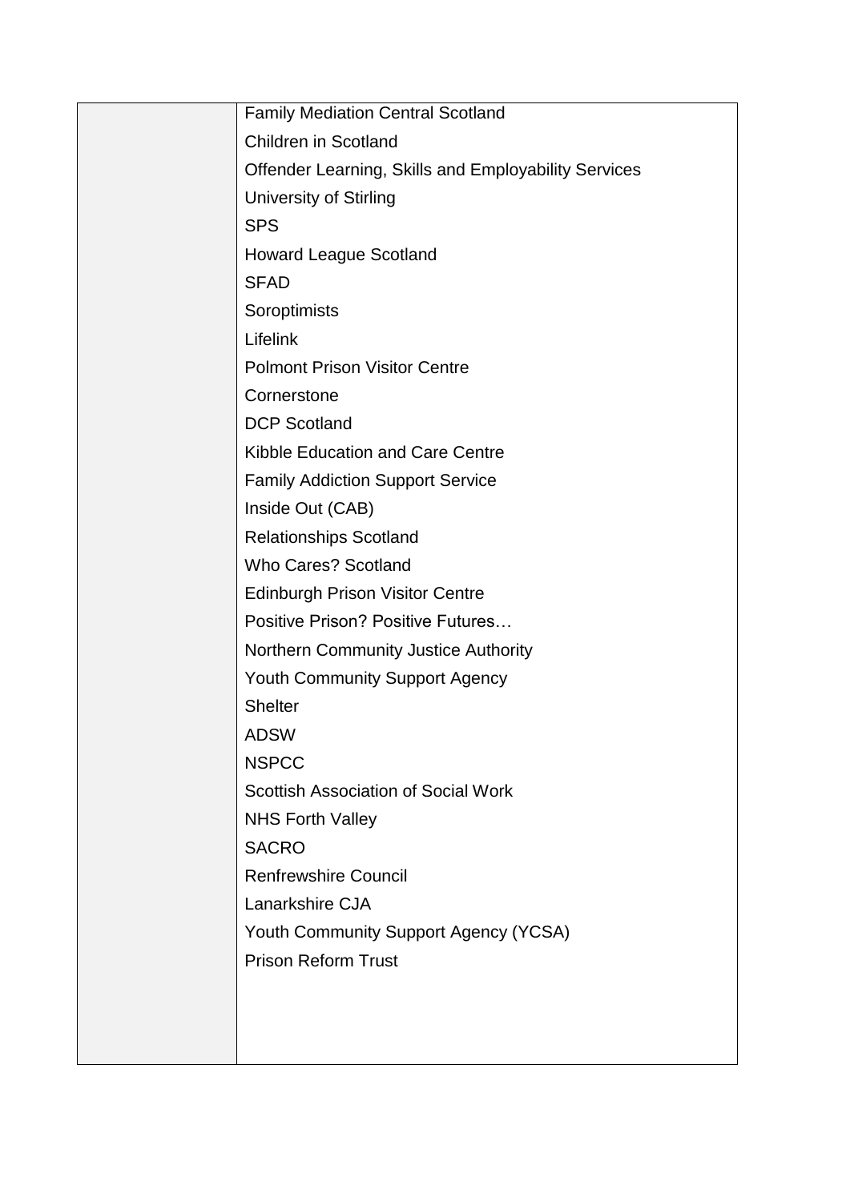| | |
|---|---|
| | Family Mediation Central Scotland<br>Children in Scotland<br>Offender Learning, Skills and Employability Services<br>University of Stirling<br>SPS<br>Howard League Scotland<br>SFAD<br>Soroptimists<br>Lifelink<br>Polmont Prison Visitor Centre<br>Cornerstone<br>DCP Scotland<br>Kibble Education and Care Centre<br>Family Addiction Support Service<br>Inside Out (CAB)<br>Relationships Scotland<br>Who Cares? Scotland<br>Edinburgh Prison Visitor Centre<br>Positive Prison? Positive Futures…<br>Northern Community Justice Authority<br>Youth Community Support Agency<br>Shelter<br>ADSW<br>NSPCC<br>Scottish Association of Social Work<br>NHS Forth Valley<br>SACRO<br>Renfrewshire Council<br>Lanarkshire CJA<br>Youth Community Support Agency (YCSA)<br>Prison Reform Trust |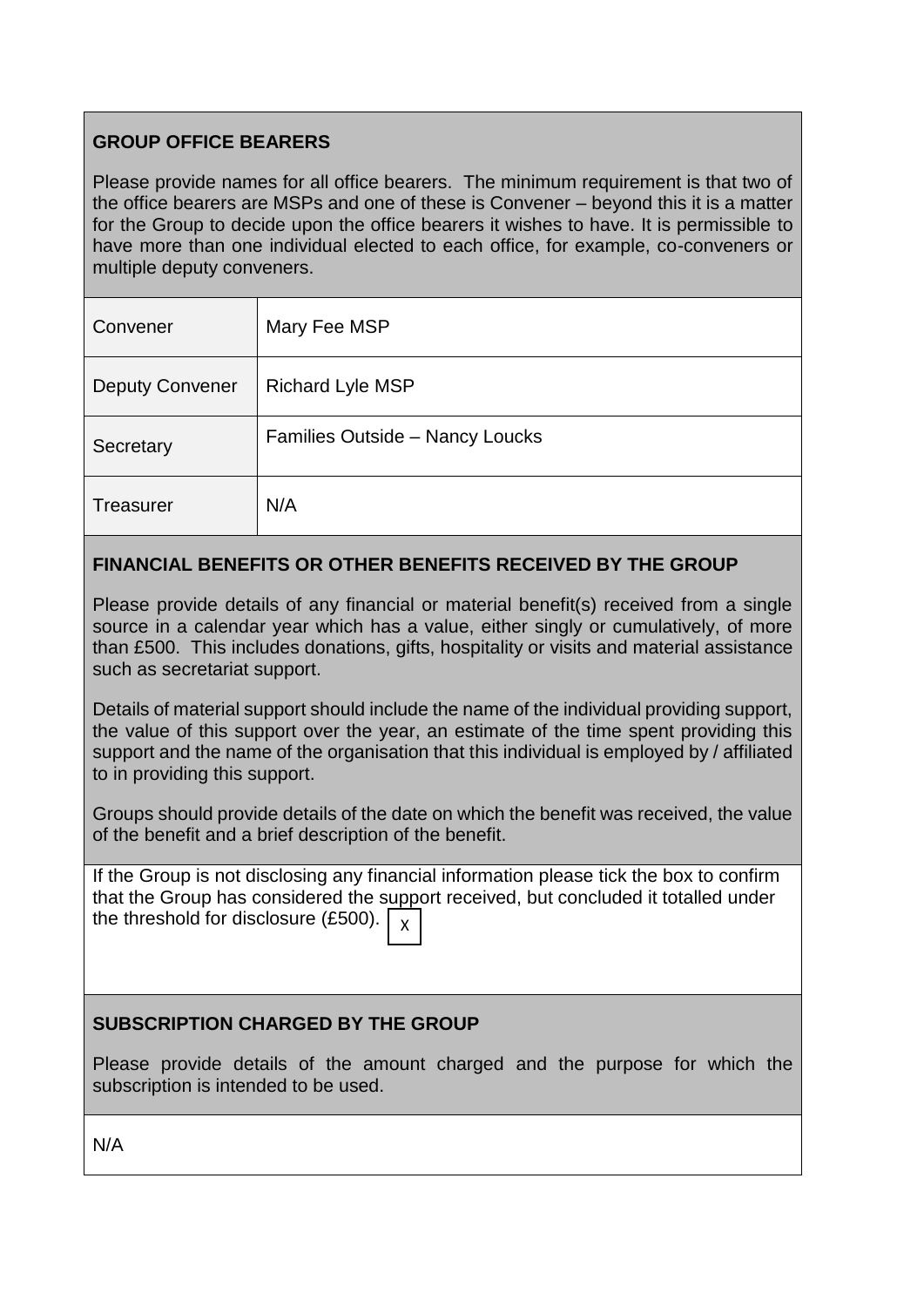## GROUP OFFICE BEARERS

Please provide names for all office bearers. The minimum requirement is that two of the office bearers are MSPs and one of these is Convener – beyond this it is a matter for the Group to decide upon the office bearers it wishes to have. It is permissible to have more than one individual elected to each office, for example, co-conveners or multiple deputy conveners.

| | |
|---|---|
| Convener | Mary Fee MSP |
| Deputy Convener | Richard Lyle MSP |
| Secretary | Families Outside – Nancy Loucks |
| Treasurer | N/A |

## FINANCIAL BENEFITS OR OTHER BENEFITS RECEIVED BY THE GROUP

Please provide details of any financial or material benefit(s) received from a single source in a calendar year which has a value, either singly or cumulatively, of more than £500. This includes donations, gifts, hospitality or visits and material assistance such as secretariat support.

Details of material support should include the name of the individual providing support, the value of this support over the year, an estimate of the time spent providing this support and the name of the organisation that this individual is employed by / affiliated to in providing this support.

Groups should provide details of the date on which the benefit was received, the value of the benefit and a brief description of the benefit.

If the Group is not disclosing any financial information please tick the box to confirm that the Group has considered the support received, but concluded it totalled under the threshold for disclosure (£500). [X]

## SUBSCRIPTION CHARGED BY THE GROUP

Please provide details of the amount charged and the purpose for which the subscription is intended to be used.

N/A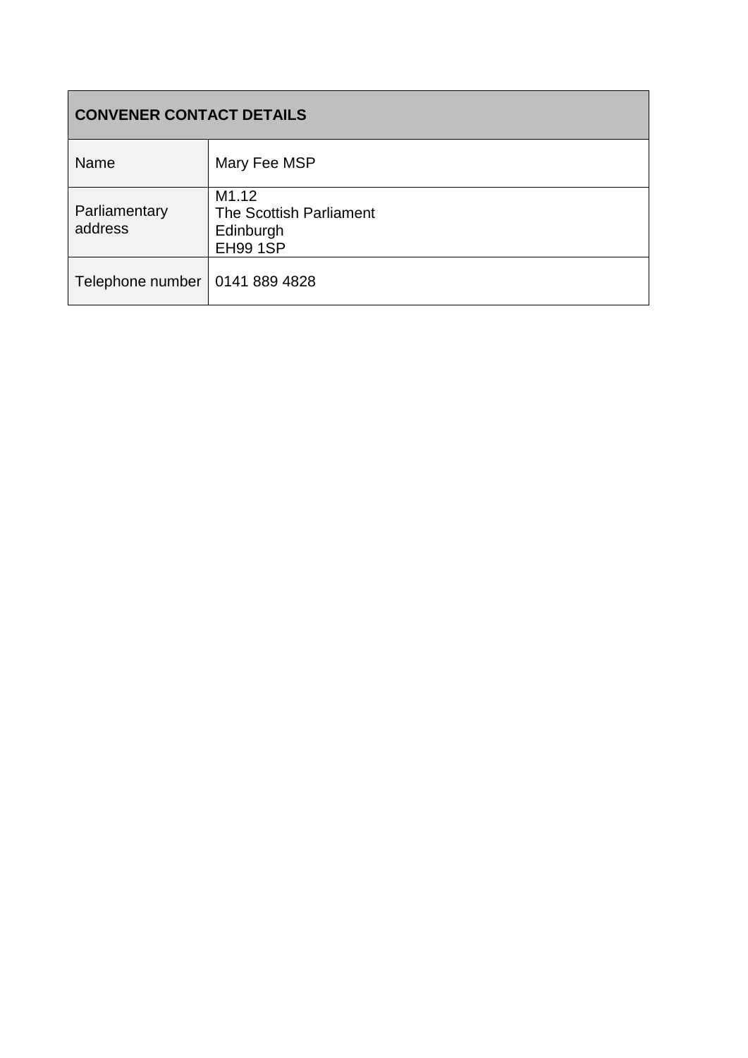| CONVENER CONTACT DETAILS | |
| --- | --- |
| Name | Mary Fee MSP |
| Parliamentary address | M1.12<br>The Scottish Parliament<br>Edinburgh<br>EH99 1SP |
| Telephone number | 0141 889 4828 |